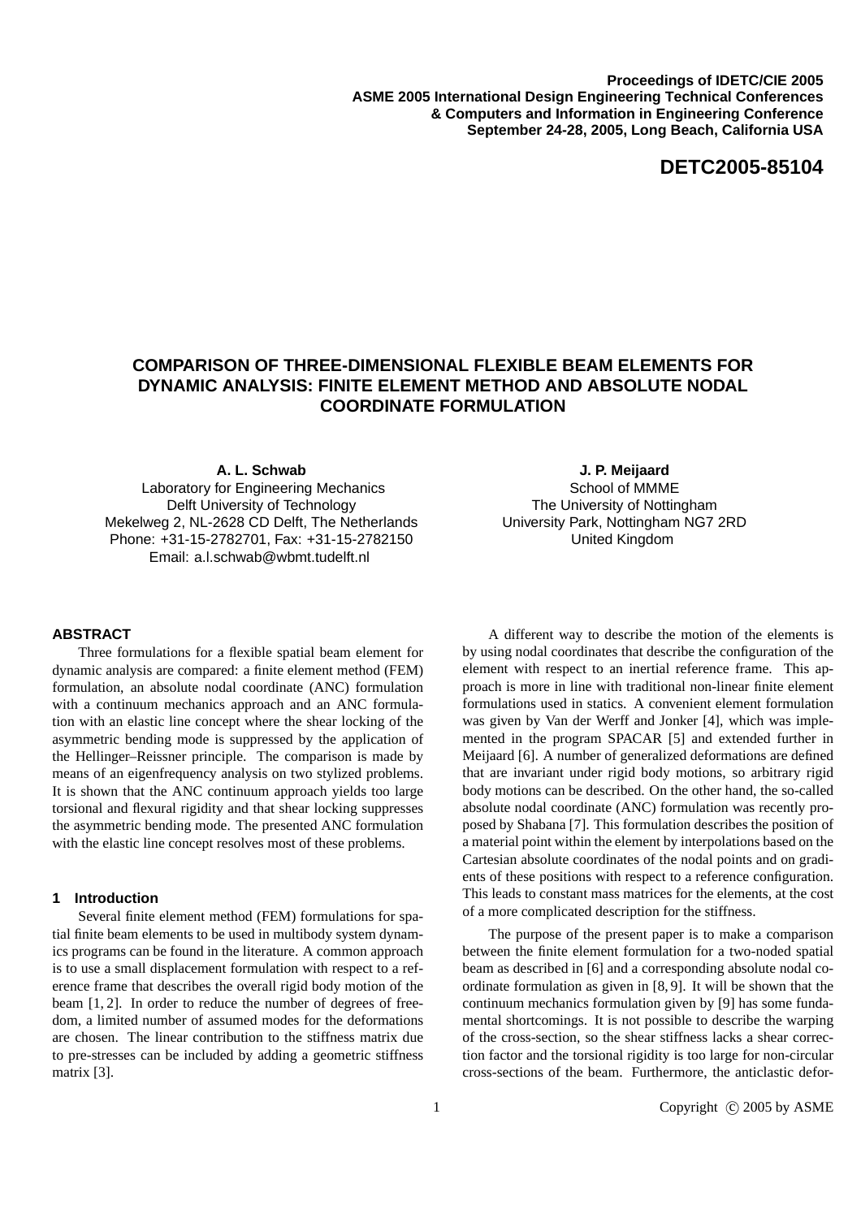Proceedings of IDETC/CIE 2005
ASME 2005 International Design Engineering Technical Conferences
& Computers and Information in Engineering Conference
September 24-28, 2005, Long Beach, California USA

**DETC2005-85104**

# COMPARISON OF THREE-DIMENSIONAL FLEXIBLE BEAM ELEMENTS FOR DYNAMIC ANALYSIS: FINITE ELEMENT METHOD AND ABSOLUTE NODAL COORDINATE FORMULATION

**A. L. Schwab**
Laboratory for Engineering Mechanics
Delft University of Technology
Mekelweg 2, NL-2628 CD Delft, The Netherlands
Phone: +31-15-2782701, Fax: +31-15-2782150
Email: a.l.schwab@wbmt.tudelft.nl

**J. P. Meijaard**
School of MMME
The University of Nottingham
University Park, Nottingham NG7 2RD
United Kingdom

## ABSTRACT

Three formulations for a flexible spatial beam element for dynamic analysis are compared: a finite element method (FEM) formulation, an absolute nodal coordinate (ANC) formulation with a continuum mechanics approach and an ANC formulation with an elastic line concept where the shear locking of the asymmetric bending mode is suppressed by the application of the Hellinger–Reissner principle. The comparison is made by means of an eigenfrequency analysis on two stylized problems. It is shown that the ANC continuum approach yields too large torsional and flexural rigidity and that shear locking suppresses the asymmetric bending mode. The presented ANC formulation with the elastic line concept resolves most of these problems.

## 1 Introduction

Several finite element method (FEM) formulations for spatial finite beam elements to be used in multibody system dynamics programs can be found in the literature. A common approach is to use a small displacement formulation with respect to a reference frame that describes the overall rigid body motion of the beam [1, 2]. In order to reduce the number of degrees of freedom, a limited number of assumed modes for the deformations are chosen. The linear contribution to the stiffness matrix due to pre-stresses can be included by adding a geometric stiffness matrix [3].

A different way to describe the motion of the elements is by using nodal coordinates that describe the configuration of the element with respect to an inertial reference frame. This approach is more in line with traditional non-linear finite element formulations used in statics. A convenient element formulation was given by Van der Werff and Jonker [4], which was implemented in the program SPACAR [5] and extended further in Meijaard [6]. A number of generalized deformations are defined that are invariant under rigid body motions, so arbitrary rigid body motions can be described. On the other hand, the so-called absolute nodal coordinate (ANC) formulation was recently proposed by Shabana [7]. This formulation describes the position of a material point within the element by interpolations based on the Cartesian absolute coordinates of the nodal points and on gradients of these positions with respect to a reference configuration. This leads to constant mass matrices for the elements, at the cost of a more complicated description for the stiffness.

The purpose of the present paper is to make a comparison between the finite element formulation for a two-noded spatial beam as described in [6] and a corresponding absolute nodal coordinate formulation as given in [8, 9]. It will be shown that the continuum mechanics formulation given by [9] has some fundamental shortcomings. It is not possible to describe the warping of the cross-section, so the shear stiffness lacks a shear correction factor and the torsional rigidity is too large for non-circular cross-sections of the beam. Furthermore, the anticlastic defor-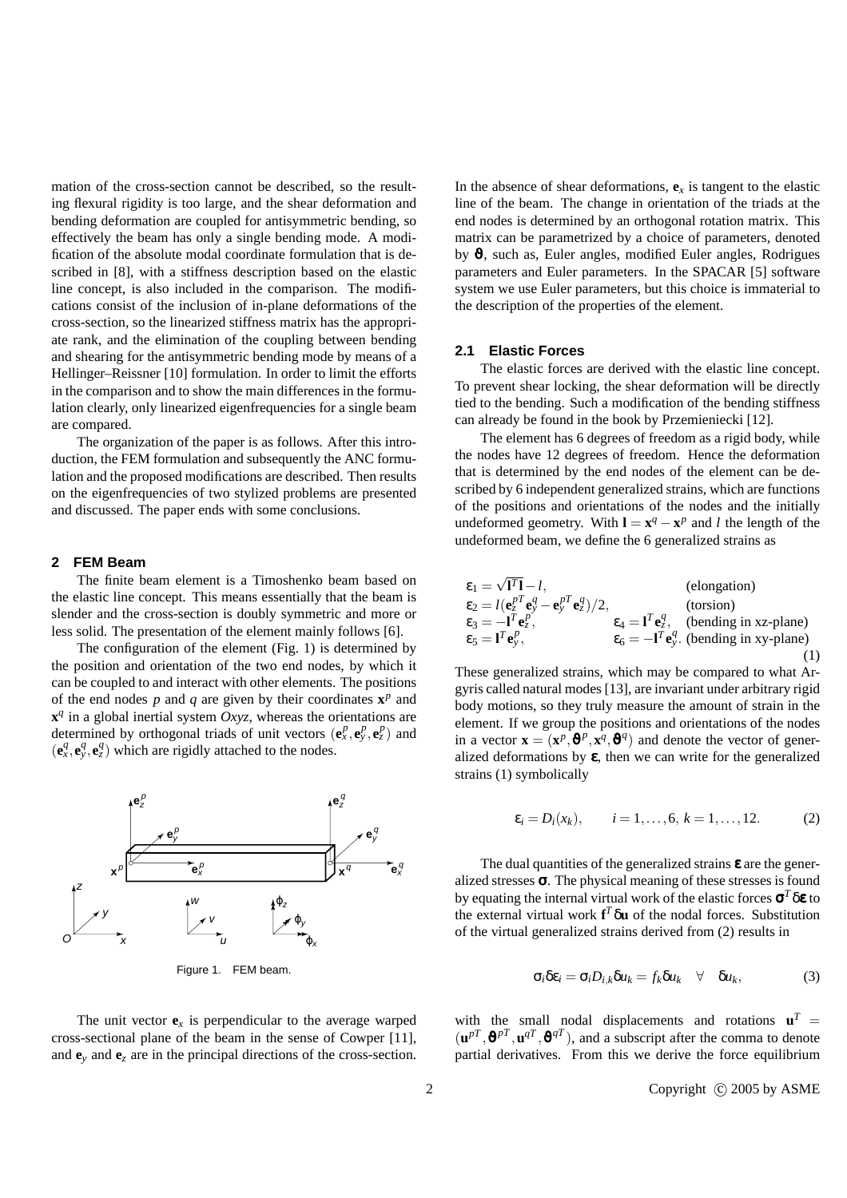mation of the cross-section cannot be described, so the resulting flexural rigidity is too large, and the shear deformation and bending deformation are coupled for antisymmetric bending, so effectively the beam has only a single bending mode. A modification of the absolute modal coordinate formulation that is described in [8], with a stiffness description based on the elastic line concept, is also included in the comparison. The modifications consist of the inclusion of in-plane deformations of the cross-section, so the linearized stiffness matrix has the appropriate rank, and the elimination of the coupling between bending and shearing for the antisymmetric bending mode by means of a Hellinger–Reissner [10] formulation. In order to limit the efforts in the comparison and to show the main differences in the formulation clearly, only linearized eigenfrequencies for a single beam are compared.

The organization of the paper is as follows. After this introduction, the FEM formulation and subsequently the ANC formulation and the proposed modifications are described. Then results on the eigenfrequencies of two stylized problems are presented and discussed. The paper ends with some conclusions.

## 2 FEM Beam

The finite beam element is a Timoshenko beam based on the elastic line concept. This means essentially that the beam is slender and the cross-section is doubly symmetric and more or less solid. The presentation of the element mainly follows [6].

The configuration of the element (Fig. 1) is determined by the position and orientation of the two end nodes, by which it can be coupled to and interact with other elements. The positions of the end nodes $p$ and $q$ are given by their coordinates $\mathbf{x}^p$ and $\mathbf{x}^q$ in a global inertial system $Oxyz$, whereas the orientations are determined by orthogonal triads of unit vectors $(\mathbf{e}_x^p, \mathbf{e}_y^p, \mathbf{e}_z^p)$ and $(\mathbf{e}_x^q, \mathbf{e}_y^q, \mathbf{e}_z^q)$ which are rigidly attached to the nodes.

Figure 1. FEM beam.

The unit vector $\mathbf{e}_x$ is perpendicular to the average warped cross-sectional plane of the beam in the sense of Cowper [11], and $\mathbf{e}_y$ and $\mathbf{e}_z$ are in the principal directions of the cross-section. In the absence of shear deformations, $\mathbf{e}_x$ is tangent to the elastic line of the beam. The change in orientation of the triads at the end nodes is determined by an orthogonal rotation matrix. This matrix can be parametrized by a choice of parameters, denoted by $\boldsymbol{\vartheta}$, such as, Euler angles, modified Euler angles, Rodrigues parameters and Euler parameters. In the SPACAR [5] software system we use Euler parameters, but this choice is immaterial to the description of the properties of the element.

### 2.1 Elastic Forces

The elastic forces are derived with the elastic line concept. To prevent shear locking, the shear deformation will be directly tied to the bending. Such a modification of the bending stiffness can already be found in the book by Przemieniecki [12].

The element has 6 degrees of freedom as a rigid body, while the nodes have 12 degrees of freedom. Hence the deformation that is determined by the end nodes of the element can be described by 6 independent generalized strains, which are functions of the positions and orientations of the nodes and the initially undeformed geometry. With $\mathbf{l} = \mathbf{x}^q - \mathbf{x}^p$ and $l$ the length of the undeformed beam, we define the 6 generalized strains as

$$
\begin{aligned}
&\varepsilon_1 = \sqrt{\mathbf{l}^T\mathbf{l}} - l, && && \text{(elongation)}\\
&\varepsilon_2 = l(\mathbf{e}_z^{pT}\mathbf{e}_y^q - \mathbf{e}_y^{pT}\mathbf{e}_z^q)/2, && && \text{(torsion)}\\
&\varepsilon_3 = -\mathbf{l}^T\mathbf{e}_z^p, && \varepsilon_4 = \mathbf{l}^T\mathbf{e}_z^q, && \text{(bending in xz-plane)}\\
&\varepsilon_5 = \mathbf{l}^T\mathbf{e}_y^p, && \varepsilon_6 = -\mathbf{l}^T\mathbf{e}_y^q. && \text{(bending in xy-plane)}
\end{aligned}
\tag{1}
$$

These generalized strains, which may be compared to what Argyris called natural modes [13], are invariant under arbitrary rigid body motions, so they truly measure the amount of strain in the element. If we group the positions and orientations of the nodes in a vector $\mathbf{x} = (\mathbf{x}^p, \boldsymbol{\vartheta}^p, \mathbf{x}^q, \boldsymbol{\vartheta}^q)$ and denote the vector of generalized deformations by $\boldsymbol{\varepsilon}$, then we can write for the generalized strains (1) symbolically

$$
\varepsilon_i = D_i(x_k), \qquad i = 1, \ldots, 6,\ k = 1, \ldots, 12. \tag{2}
$$

The dual quantities of the generalized strains $\boldsymbol{\varepsilon}$ are the generalized stresses $\boldsymbol{\sigma}$. The physical meaning of these stresses is found by equating the internal virtual work of the elastic forces $\boldsymbol{\sigma}^T\delta\boldsymbol{\varepsilon}$ to the external virtual work $\mathbf{f}^T\delta\mathbf{u}$ of the nodal forces. Substitution of the virtual generalized strains derived from (2) results in

$$
\sigma_i \delta\varepsilon_i = \sigma_i D_{i,k} \delta u_k = f_k \delta u_k \quad \forall \quad \delta u_k, \tag{3}
$$

with the small nodal displacements and rotations $\mathbf{u}^T = (\mathbf{u}^{pT}, \boldsymbol{\vartheta}^{pT}, \mathbf{u}^{qT}, \boldsymbol{\vartheta}^{qT})$, and a subscript after the comma to denote partial derivatives. From this we derive the force equilibrium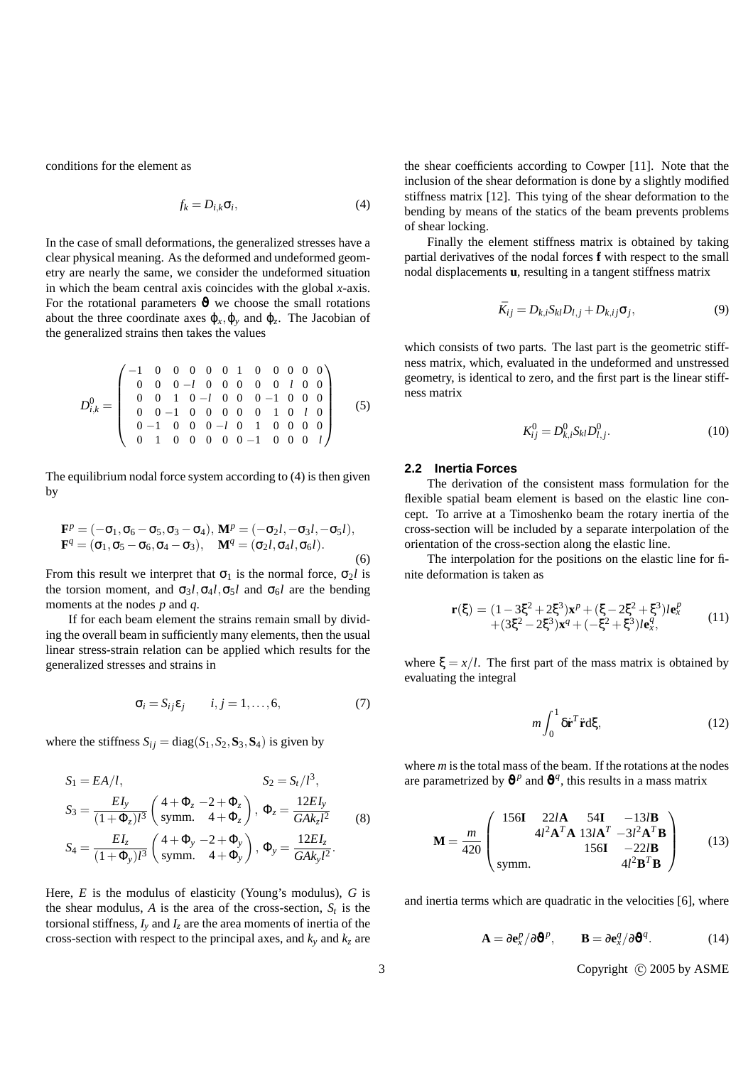conditions for the element as

$$f_k = D_{i,k}\sigma_i, \tag{4}$$

In the case of small deformations, the generalized stresses have a clear physical meaning. As the deformed and undeformed geometry are nearly the same, we consider the undeformed situation in which the beam central axis coincides with the global $x$-axis. For the rotational parameters $\boldsymbol{\vartheta}$ we choose the small rotations about the three coordinate axes $\varphi_x, \varphi_y$ and $\varphi_z$. The Jacobian of the generalized strains then takes the values

$$D^0_{i,k} = \begin{pmatrix} -1 & 0 & 0 & 0 & 0 & 0 & 1 & 0 & 0 & 0 & 0 & 0 \\ 0 & 0 & 0 & -l & 0 & 0 & 0 & 0 & 0 & l & 0 & 0 \\ 0 & 0 & 1 & 0 & -l & 0 & 0 & 0 & -1 & 0 & 0 & 0 \\ 0 & 0 & -1 & 0 & 0 & 0 & 0 & 0 & 1 & 0 & l & 0 \\ 0 & -1 & 0 & 0 & 0 & -l & 0 & 1 & 0 & 0 & 0 & 0 \\ 0 & 1 & 0 & 0 & 0 & 0 & 0 & -1 & 0 & 0 & 0 & l \end{pmatrix} \tag{5}$$

The equilibrium nodal force system according to (4) is then given by

$$\begin{aligned} &\mathbf{F}^p = (-\sigma_1, \sigma_6 - \sigma_5, \sigma_3 - \sigma_4),\ \mathbf{M}^p = (-\sigma_2 l, -\sigma_3 l, -\sigma_5 l), \\ &\mathbf{F}^q = (\sigma_1, \sigma_5 - \sigma_6, \sigma_4 - \sigma_3), \quad \mathbf{M}^q = (\sigma_2 l, \sigma_4 l, \sigma_6 l). \end{aligned} \tag{6}$$

From this result we interpret that $\sigma_1$ is the normal force, $\sigma_2 l$ is the torsion moment, and $\sigma_3 l, \sigma_4 l, \sigma_5 l$ and $\sigma_6 l$ are the bending moments at the nodes $p$ and $q$.

If for each beam element the strains remain small by dividing the overall beam in sufficiently many elements, then the usual linear stress-strain relation can be applied which results for the generalized stresses and strains in

$$\sigma_i = S_{ij}\varepsilon_j \qquad i,j = 1,\ldots,6, \tag{7}$$

where the stiffness $S_{ij} = \mathrm{diag}(S_1, S_2, \mathbf{S}_3, \mathbf{S}_4)$ is given by

$$\begin{aligned} &S_1 = EA/l, \qquad\qquad\qquad\qquad S_2 = S_t/l^3, \\ &S_3 = \frac{EI_y}{(1+\Phi_z)l^3}\begin{pmatrix} 4+\Phi_z & -2+\Phi_z \\ \text{symm.} & 4+\Phi_z \end{pmatrix},\ \Phi_z = \frac{12EI_y}{GAk_z l^2} \\ &S_4 = \frac{EI_z}{(1+\Phi_y)l^3}\begin{pmatrix} 4+\Phi_y & -2+\Phi_y \\ \text{symm.} & 4+\Phi_y \end{pmatrix},\ \Phi_y = \frac{12EI_z}{GAk_y l^2}. \end{aligned} \tag{8}$$

Here, $E$ is the modulus of elasticity (Young's modulus), $G$ is the shear modulus, $A$ is the area of the cross-section, $S_t$ is the torsional stiffness, $I_y$ and $I_z$ are the area moments of inertia of the cross-section with respect to the principal axes, and $k_y$ and $k_z$ are the shear coefficients according to Cowper [11]. Note that the inclusion of the shear deformation is done by a slightly modified stiffness matrix [12]. This tying of the shear deformation to the bending by means of the statics of the beam prevents problems of shear locking.

Finally the element stiffness matrix is obtained by taking partial derivatives of the nodal forces $\mathbf{f}$ with respect to the small nodal displacements $\mathbf{u}$, resulting in a tangent stiffness matrix

$$\bar{K}_{ij} = D_{k,i}S_{kl}D_{l,j} + D_{k,ij}\sigma_j, \tag{9}$$

which consists of two parts. The last part is the geometric stiffness matrix, which, evaluated in the undeformed and unstressed geometry, is identical to zero, and the first part is the linear stiffness matrix

$$K^0_{ij} = D^0_{k,i}S_{kl}D^0_{l,j}. \tag{10}$$

### 2.2 Inertia Forces

The derivation of the consistent mass formulation for the flexible spatial beam element is based on the elastic line concept. To arrive at a Timoshenko beam the rotary inertia of the cross-section will be included by a separate interpolation of the orientation of the cross-section along the elastic line.

The interpolation for the positions on the elastic line for finite deformation is taken as

$$\begin{aligned} \mathbf{r}(\xi) = &(1-3\xi^2+2\xi^3)\mathbf{x}^p + (\xi - 2\xi^2 + \xi^3)l\mathbf{e}^p_x \\ &+ (3\xi^2 - 2\xi^3)\mathbf{x}^q + (-\xi^2+\xi^3)l\mathbf{e}^q_x, \end{aligned} \tag{11}$$

where $\xi = x/l$. The first part of the mass matrix is obtained by evaluating the integral

$$m\int_0^1 \delta\dot{\mathbf{r}}^T\ddot{\mathbf{r}}\mathrm{d}\xi, \tag{12}$$

where $m$ is the total mass of the beam. If the rotations at the nodes are parametrized by $\boldsymbol{\vartheta}^p$ and $\boldsymbol{\vartheta}^q$, this results in a mass matrix

$$\mathbf{M} = \frac{m}{420}\begin{pmatrix} 156\mathbf{I} & 22l\mathbf{A} & 54\mathbf{I} & -13l\mathbf{B} \\ & 4l^2\mathbf{A}^T\mathbf{A} & 13l\mathbf{A}^T & -3l^2\mathbf{A}^T\mathbf{B} \\ & & 156\mathbf{I} & -22l\mathbf{B} \\ \text{symm.} & & & 4l^2\mathbf{B}^T\mathbf{B} \end{pmatrix} \tag{13}$$

and inertia terms which are quadratic in the velocities [6], where

$$\mathbf{A} = \partial\mathbf{e}^p_x/\partial\boldsymbol{\vartheta}^p, \qquad \mathbf{B} = \partial\mathbf{e}^q_x/\partial\boldsymbol{\vartheta}^q. \tag{14}$$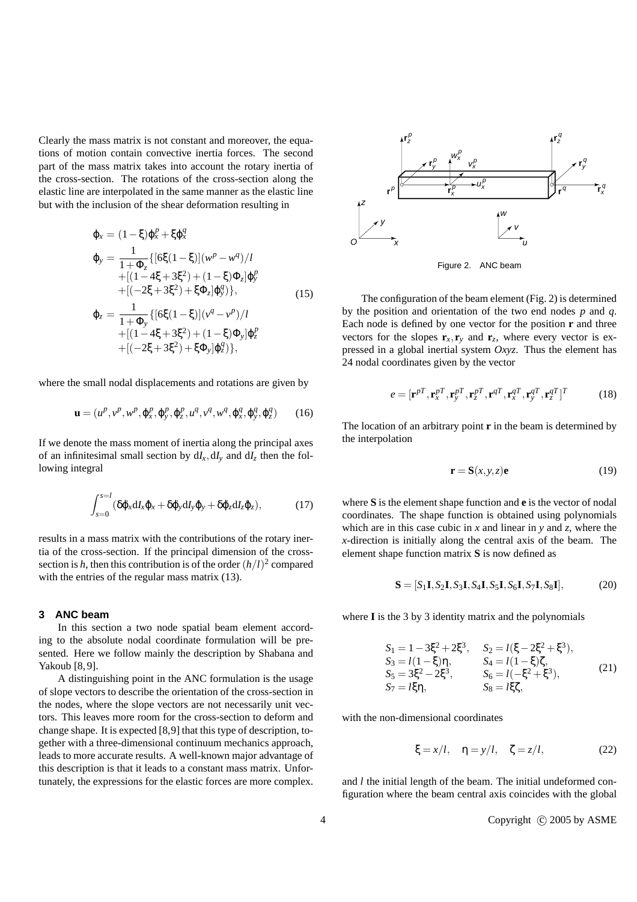Clearly the mass matrix is not constant and moreover, the equations of motion contain convective inertia forces. The second part of the mass matrix takes into account the rotary inertia of the cross-section. The rotations of the cross-section along the elastic line are interpolated in the same manner as the elastic line but with the inclusion of the shear deformation resulting in

$$
\begin{aligned}
\varphi_x &= (1-\xi)\varphi_x^p + \xi\varphi_x^q \\
\varphi_y &= \frac{1}{1+\Phi_z}\{[6\xi(1-\xi)](w^p - w^q)/l \\
&\quad +[(1-4\xi+3\xi^2)+(1-\xi)\Phi_z]\varphi_y^p \\
&\quad +[(-2\xi+3\xi^2)+\xi\Phi_z]\varphi_y^q\}, \\
\varphi_z &= \frac{1}{1+\Phi_y}\{[6\xi(1-\xi)](v^q - v^p)/l \\
&\quad +[(1-4\xi+3\xi^2)+(1-\xi)\Phi_y]\varphi_z^p \\
&\quad +[(-2\xi+3\xi^2)+\xi\Phi_y]\varphi_z^q\},
\end{aligned}
\tag{15}
$$

where the small nodal displacements and rotations are given by

$$
\mathbf{u} = (u^p, v^p, w^p, \varphi_x^p, \varphi_y^p, \varphi_z^p, u^q, v^q, w^q, \varphi_x^q, \varphi_y^q, \varphi_z^q) \tag{16}
$$

If we denote the mass moment of inertia along the principal axes of an infinitesimal small section by $\mathrm{d}I_x, \mathrm{d}I_y$ and $\mathrm{d}I_z$ then the following integral

$$
\int_{s=0}^{s=l} (\delta\varphi_x \mathrm{d}I_x \varphi_x + \delta\varphi_y \mathrm{d}I_y \varphi_y + \delta\varphi_z \mathrm{d}I_z \varphi_z), \tag{17}
$$

results in a mass matrix with the contributions of the rotary inertia of the cross-section. If the principal dimension of the cross-section is $h$, then this contribution is of the order $(h/l)^2$ compared with the entries of the regular mass matrix (13).

## 3 ANC beam

In this section a two node spatial beam element according to the absolute nodal coordinate formulation will be presented. Here we follow mainly the description by Shabana and Yakoub [8, 9].

A distinguishing point in the ANC formulation is the usage of slope vectors to describe the orientation of the cross-section in the nodes, where the slope vectors are not necessarily unit vectors. This leaves more room for the cross-section to deform and change shape. It is expected [8,9] that this type of description, together with a three-dimensional continuum mechanics approach, leads to more accurate results. A well-known major advantage of this description is that it leads to a constant mass matrix. Unfortunately, the expressions for the elastic forces are more complex.

Figure 2. ANC beam

The configuration of the beam element (Fig. 2) is determined by the position and orientation of the two end nodes $p$ and $q$. Each node is defined by one vector for the position $\mathbf{r}$ and three vectors for the slopes $\mathbf{r}_x, \mathbf{r}_y$ and $\mathbf{r}_z$, where every vector is expressed in a global inertial system $Oxyz$. Thus the element has 24 nodal coordinates given by the vector

$$
e = [\mathbf{r}^{pT}, \mathbf{r}_x^{pT}, \mathbf{r}_y^{pT}, \mathbf{r}_z^{pT}, \mathbf{r}^{qT}, \mathbf{r}_x^{qT}, \mathbf{r}_y^{qT}, \mathbf{r}_z^{qT}]^T \tag{18}
$$

The location of an arbitrary point $\mathbf{r}$ in the beam is determined by the interpolation

$$
\mathbf{r} = \mathbf{S}(x,y,z)\mathbf{e} \tag{19}
$$

where $\mathbf{S}$ is the element shape function and $\mathbf{e}$ is the vector of nodal coordinates. The shape function is obtained using polynomials which are in this case cubic in $x$ and linear in $y$ and $z$, where the $x$-direction is initially along the central axis of the beam. The element shape function matrix $\mathbf{S}$ is now defined as

$$
\mathbf{S} = [S_1\mathbf{I}, S_2\mathbf{I}, S_3\mathbf{I}, S_4\mathbf{I}, S_5\mathbf{I}, S_6\mathbf{I}, S_7\mathbf{I}, S_8\mathbf{I}], \tag{20}
$$

where $\mathbf{I}$ is the 3 by 3 identity matrix and the polynomials

$$
\begin{aligned}
S_1 &= 1-3\xi^2+2\xi^3, & S_2 &= l(\xi-2\xi^2+\xi^3), \\
S_3 &= l(1-\xi)\eta, & S_4 &= l(1-\xi)\zeta, \\
S_5 &= 3\xi^2-2\xi^3, & S_6 &= l(-\xi^2+\xi^3), \\
S_7 &= l\xi\eta, & S_8 &= l\xi\zeta,
\end{aligned}
\tag{21}
$$

with the non-dimensional coordinates

$$
\xi = x/l, \quad \eta = y/l, \quad \zeta = z/l, \tag{22}
$$

and $l$ the initial length of the beam. The initial undeformed configuration where the beam central axis coincides with the global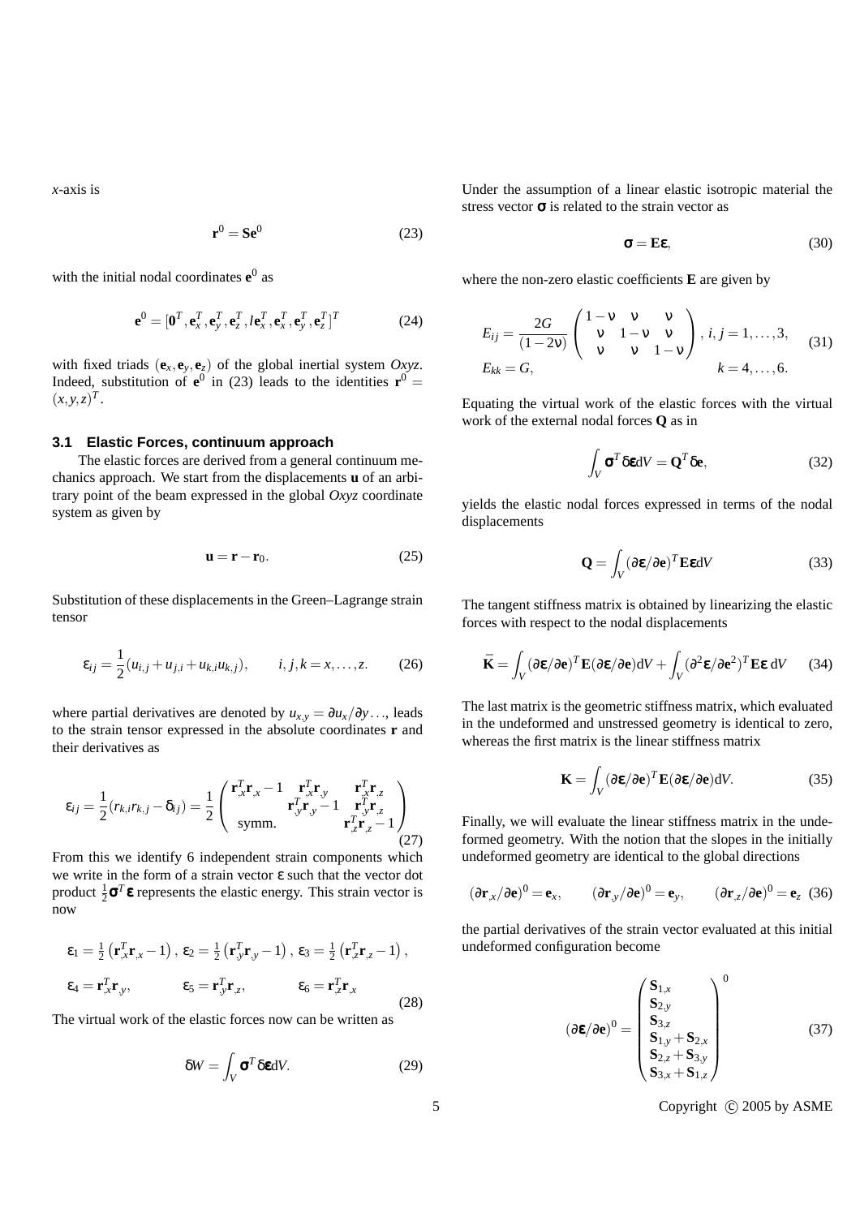$x$-axis is

$$\mathbf{r}^0 = \mathbf{S}\mathbf{e}^0 \tag{23}$$

with the initial nodal coordinates $\mathbf{e}^0$ as

$$\mathbf{e}^0 = [\mathbf{0}^T, \mathbf{e}_x^T, \mathbf{e}_y^T, \mathbf{e}_z^T, l\mathbf{e}_x^T, \mathbf{e}_x^T, \mathbf{e}_y^T, \mathbf{e}_z^T]^T \tag{24}$$

with fixed triads $(\mathbf{e}_x, \mathbf{e}_y, \mathbf{e}_z)$ of the global inertial system $Oxyz$. Indeed, substitution of $\mathbf{e}^0$ in (23) leads to the identities $\mathbf{r}^0 = (x, y, z)^T$.

### 3.1 Elastic Forces, continuum approach

The elastic forces are derived from a general continuum mechanics approach. We start from the displacements $\mathbf{u}$ of an arbitrary point of the beam expressed in the global $Oxyz$ coordinate system as given by

$$\mathbf{u} = \mathbf{r} - \mathbf{r}_0. \tag{25}$$

Substitution of these displacements in the Green–Lagrange strain tensor

$$\varepsilon_{ij} = \frac{1}{2}(u_{i,j} + u_{j,i} + u_{k,i}u_{k,j}), \qquad i, j, k = x, \ldots, z. \tag{26}$$

where partial derivatives are denoted by $u_{x,y} = \partial u_x / \partial y \ldots$, leads to the strain tensor expressed in the absolute coordinates $\mathbf{r}$ and their derivatives as

$$\varepsilon_{ij} = \frac{1}{2}(r_{k,i}r_{k,j} - \delta_{ij}) = \frac{1}{2}\begin{pmatrix} \mathbf{r}_{,x}^T\mathbf{r}_{,x} - 1 & \mathbf{r}_{,x}^T\mathbf{r}_{,y} & \mathbf{r}_{,x}^T\mathbf{r}_{,z} \\ & \mathbf{r}_{,y}^T\mathbf{r}_{,y} - 1 & \mathbf{r}_{,y}^T\mathbf{r}_{,z} \\ \text{symm.} & & \mathbf{r}_{,z}^T\mathbf{r}_{,z} - 1 \end{pmatrix} \tag{27}$$

From this we identify 6 independent strain components which we write in the form of a strain vector $\boldsymbol{\varepsilon}$ such that the vector dot product $\frac{1}{2}\boldsymbol{\sigma}^T\boldsymbol{\varepsilon}$ represents the elastic energy. This strain vector is now

$$\begin{aligned} &\varepsilon_1 = \tfrac{1}{2}\left(\mathbf{r}_{,x}^T\mathbf{r}_{,x} - 1\right), \; \varepsilon_2 = \tfrac{1}{2}\left(\mathbf{r}_{,y}^T\mathbf{r}_{,y} - 1\right), \; \varepsilon_3 = \tfrac{1}{2}\left(\mathbf{r}_{,z}^T\mathbf{r}_{,z} - 1\right), \\ &\varepsilon_4 = \mathbf{r}_{,x}^T\mathbf{r}_{,y}, \qquad \varepsilon_5 = \mathbf{r}_{,y}^T\mathbf{r}_{,z}, \qquad \varepsilon_6 = \mathbf{r}_{,z}^T\mathbf{r}_{,x} \end{aligned} \tag{28}$$

The virtual work of the elastic forces now can be written as

$$\delta W = \int_V \boldsymbol{\sigma}^T \delta\boldsymbol{\varepsilon} \mathrm{d}V. \tag{29}$$

Under the assumption of a linear elastic isotropic material the stress vector $\boldsymbol{\sigma}$ is related to the strain vector as

$$\boldsymbol{\sigma} = \mathbf{E}\boldsymbol{\varepsilon}, \tag{30}$$

where the non-zero elastic coefficients $\mathbf{E}$ are given by

$$\begin{aligned} E_{ij} &= \frac{2G}{(1-2\nu)}\begin{pmatrix} 1-\nu & \nu & \nu \\ \nu & 1-\nu & \nu \\ \nu & \nu & 1-\nu \end{pmatrix}, \; i, j = 1, \ldots, 3, \\ E_{kk} &= G, \qquad\qquad\qquad\qquad\qquad\qquad k = 4, \ldots, 6. \end{aligned} \tag{31}$$

Equating the virtual work of the elastic forces with the virtual work of the external nodal forces $\mathbf{Q}$ as in

$$\int_V \boldsymbol{\sigma}^T \delta\boldsymbol{\varepsilon} \mathrm{d}V = \mathbf{Q}^T \delta\mathbf{e}, \tag{32}$$

yields the elastic nodal forces expressed in terms of the nodal displacements

$$\mathbf{Q} = \int_V (\partial\boldsymbol{\varepsilon}/\partial\mathbf{e})^T \mathbf{E}\boldsymbol{\varepsilon} \mathrm{d}V \tag{33}$$

The tangent stiffness matrix is obtained by linearizing the elastic forces with respect to the nodal displacements

$$\bar{\mathbf{K}} = \int_V (\partial\boldsymbol{\varepsilon}/\partial\mathbf{e})^T \mathbf{E}(\partial\boldsymbol{\varepsilon}/\partial\mathbf{e}) \mathrm{d}V + \int_V (\partial^2\boldsymbol{\varepsilon}/\partial\mathbf{e}^2)^T \mathbf{E}\boldsymbol{\varepsilon} \, \mathrm{d}V \tag{34}$$

The last matrix is the geometric stiffness matrix, which evaluated in the undeformed and unstressed geometry is identical to zero, whereas the first matrix is the linear stiffness matrix

$$\mathbf{K} = \int_V (\partial\boldsymbol{\varepsilon}/\partial\mathbf{e})^T \mathbf{E}(\partial\boldsymbol{\varepsilon}/\partial\mathbf{e}) \mathrm{d}V. \tag{35}$$

Finally, we will evaluate the linear stiffness matrix in the undeformed geometry. With the notion that the slopes in the initially undeformed geometry are identical to the global directions

$$(\partial\mathbf{r}_{,x}/\partial\mathbf{e})^0 = \mathbf{e}_x, \qquad (\partial\mathbf{r}_{,y}/\partial\mathbf{e})^0 = \mathbf{e}_y, \qquad (\partial\mathbf{r}_{,z}/\partial\mathbf{e})^0 = \mathbf{e}_z \tag{36}$$

the partial derivatives of the strain vector evaluated at this initial undeformed configuration become

$$(\partial\boldsymbol{\varepsilon}/\partial\mathbf{e})^0 = \begin{pmatrix} \mathbf{S}_{1,x} \\ \mathbf{S}_{2,y} \\ \mathbf{S}_{3,z} \\ \mathbf{S}_{1,y} + \mathbf{S}_{2,x} \\ \mathbf{S}_{2,z} + \mathbf{S}_{3,y} \\ \mathbf{S}_{3,x} + \mathbf{S}_{1,z} \end{pmatrix}^0 \tag{37}$$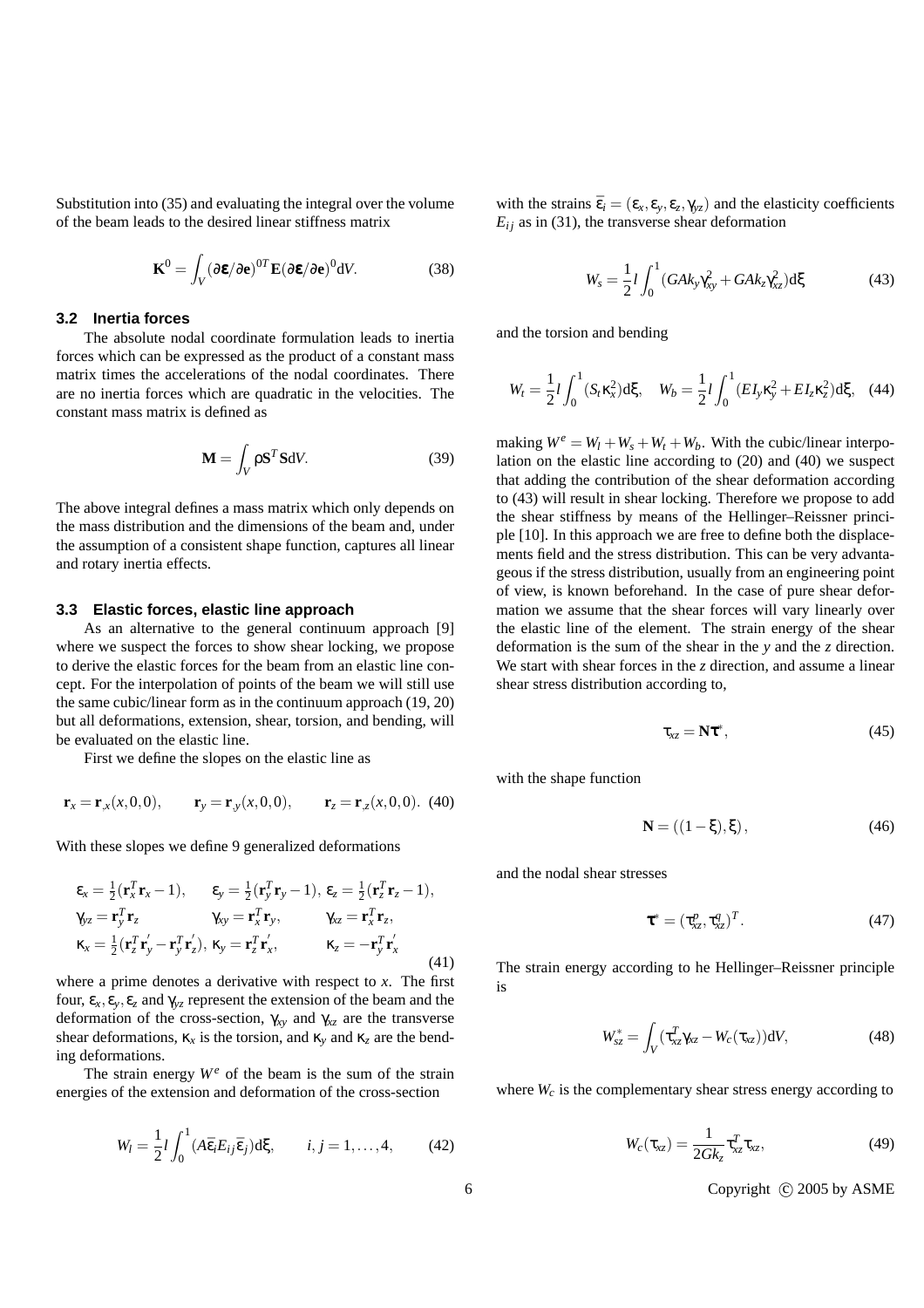Substitution into (35) and evaluating the integral over the volume of the beam leads to the desired linear stiffness matrix

$$\mathbf{K}^0 = \int_V (\partial \boldsymbol{\varepsilon}/\partial \mathbf{e})^{0T} \mathbf{E} (\partial \boldsymbol{\varepsilon}/\partial \mathbf{e})^0 \mathrm{d}V. \tag{38}$$

### 3.2 Inertia forces

The absolute nodal coordinate formulation leads to inertia forces which can be expressed as the product of a constant mass matrix times the accelerations of the nodal coordinates. There are no inertia forces which are quadratic in the velocities. The constant mass matrix is defined as

$$\mathbf{M} = \int_V \rho \mathbf{S}^T \mathbf{S} \mathrm{d}V. \tag{39}$$

The above integral defines a mass matrix which only depends on the mass distribution and the dimensions of the beam and, under the assumption of a consistent shape function, captures all linear and rotary inertia effects.

### 3.3 Elastic forces, elastic line approach

As an alternative to the general continuum approach [9] where we suspect the forces to show shear locking, we propose to derive the elastic forces for the beam from an elastic line concept. For the interpolation of points of the beam we will still use the same cubic/linear form as in the continuum approach (19, 20) but all deformations, extension, shear, torsion, and bending, will be evaluated on the elastic line.

First we define the slopes on the elastic line as

$$\mathbf{r}_x = \mathbf{r}_{,x}(x,0,0), \qquad \mathbf{r}_y = \mathbf{r}_{,y}(x,0,0), \qquad \mathbf{r}_z = \mathbf{r}_{,z}(x,0,0). \tag{40}$$

With these slopes we define 9 generalized deformations

$$\begin{aligned}
&\varepsilon_x = \tfrac{1}{2}(\mathbf{r}_x^T \mathbf{r}_x - 1), \quad \varepsilon_y = \tfrac{1}{2}(\mathbf{r}_y^T \mathbf{r}_y - 1), \; \varepsilon_z = \tfrac{1}{2}(\mathbf{r}_z^T \mathbf{r}_z - 1), \\
&\gamma_{yz} = \mathbf{r}_y^T \mathbf{r}_z \qquad \gamma_{xy} = \mathbf{r}_x^T \mathbf{r}_y, \qquad \gamma_{xz} = \mathbf{r}_x^T \mathbf{r}_z, \\
&\kappa_x = \tfrac{1}{2}(\mathbf{r}_z^T \mathbf{r}_y' - \mathbf{r}_y^T \mathbf{r}_z'), \; \kappa_y = \mathbf{r}_z^T \mathbf{r}_x', \qquad \kappa_z = -\mathbf{r}_y^T \mathbf{r}_x'
\end{aligned} \tag{41}$$

where a prime denotes a derivative with respect to $x$. The first four, $\varepsilon_x, \varepsilon_y, \varepsilon_z$ and $\gamma_{yz}$ represent the extension of the beam and the deformation of the cross-section, $\gamma_{xy}$ and $\gamma_{xz}$ are the transverse shear deformations, $\kappa_x$ is the torsion, and $\kappa_y$ and $\kappa_z$ are the bending deformations.

The strain energy $W^e$ of the beam is the sum of the strain energies of the extension and deformation of the cross-section

$$W_l = \frac{1}{2} l \int_0^1 (A \bar{\varepsilon}_i E_{ij} \bar{\varepsilon}_j) \mathrm{d}\xi, \qquad i,j = 1,\ldots,4, \tag{42}$$

with the strains $\bar{\varepsilon}_i = (\varepsilon_x, \varepsilon_y, \varepsilon_z, \gamma_{yz})$ and the elasticity coefficients $E_{ij}$ as in (31), the transverse shear deformation

$$W_s = \frac{1}{2} l \int_0^1 (GAk_y \gamma_{xy}^2 + GAk_z \gamma_{xz}^2) \mathrm{d}\xi \tag{43}$$

and the torsion and bending

$$W_t = \frac{1}{2} l \int_0^1 (S_t \kappa_x^2) \mathrm{d}\xi, \quad W_b = \frac{1}{2} l \int_0^1 (EI_y \kappa_y^2 + EI_z \kappa_z^2) \mathrm{d}\xi, \tag{44}$$

making $W^e = W_l + W_s + W_t + W_b$. With the cubic/linear interpolation on the elastic line according to (20) and (40) we suspect that adding the contribution of the shear deformation according to (43) will result in shear locking. Therefore we propose to add the shear stiffness by means of the Hellinger–Reissner principle [10]. In this approach we are free to define both the displacements field and the stress distribution. This can be very advantageous if the stress distribution, usually from an engineering point of view, is known beforehand. In the case of pure shear deformation we assume that the shear forces will vary linearly over the elastic line of the element. The strain energy of the shear deformation is the sum of the shear in the $y$ and the $z$ direction. We start with shear forces in the $z$ direction, and assume a linear shear stress distribution according to,

$$\tau_{xz} = \mathbf{N} \boldsymbol{\tau}^*, \tag{45}$$

with the shape function

$$\mathbf{N} = ((1-\xi), \xi), \tag{46}$$

and the nodal shear stresses

$$\boldsymbol{\tau}^* = (\tau_{xz}^p, \tau_{xz}^q)^T. \tag{47}$$

The strain energy according to he Hellinger–Reissner principle is

$$W_{sz}^* = \int_V (\tau_{xz}^T \gamma_{xz} - W_c(\tau_{xz})) \mathrm{d}V, \tag{48}$$

where $W_c$ is the complementary shear stress energy according to

$$W_c(\tau_{xz}) = \frac{1}{2Gk_z} \tau_{xz}^T \tau_{xz}, \tag{49}$$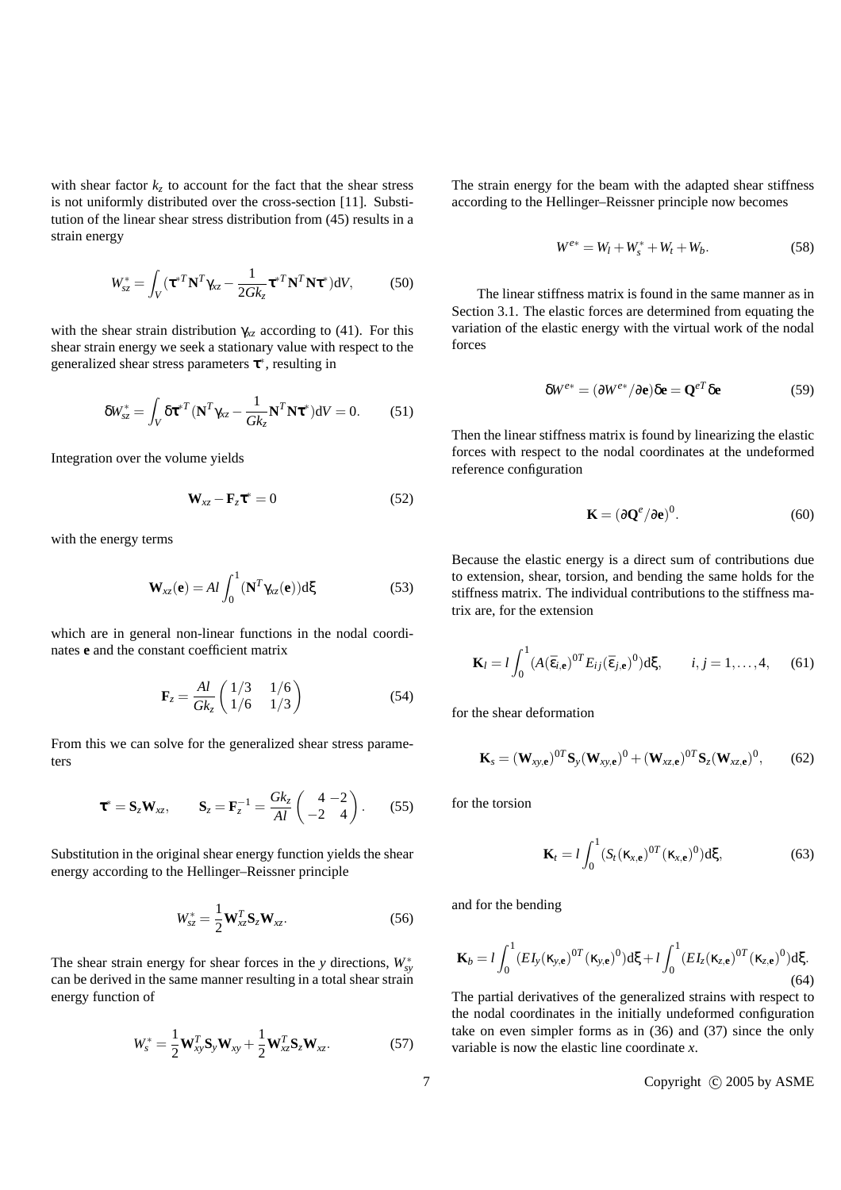with shear factor $k_z$ to account for the fact that the shear stress is not uniformly distributed over the cross-section [11]. Substitution of the linear shear stress distribution from (45) results in a strain energy

$$W_{sz}^* = \int_V (\tau^{*T}\mathbf{N}^T\gamma_{xz} - \frac{1}{2Gk_z}\tau^{*T}\mathbf{N}^T\mathbf{N}\tau^*)\mathrm{d}V, \qquad (50)$$

with the shear strain distribution $\gamma_{xz}$ according to (41). For this shear strain energy we seek a stationary value with respect to the generalized shear stress parameters $\tau^*$, resulting in

$$\delta W_{sz}^* = \int_V \delta\tau^{*T}(\mathbf{N}^T\gamma_{xz} - \frac{1}{Gk_z}\mathbf{N}^T\mathbf{N}\tau^*)\mathrm{d}V = 0. \qquad (51)$$

Integration over the volume yields

$$\mathbf{W}_{xz} - \mathbf{F}_z\tau^* = 0 \qquad (52)$$

with the energy terms

$$\mathbf{W}_{xz}(\mathbf{e}) = Al\int_0^1 (\mathbf{N}^T\gamma_{xz}(\mathbf{e}))\mathrm{d}\xi \qquad (53)$$

which are in general non-linear functions in the nodal coordinates $\mathbf{e}$ and the constant coefficient matrix

$$\mathbf{F}_z = \frac{Al}{Gk_z}\begin{pmatrix} 1/3 & 1/6 \\ 1/6 & 1/3 \end{pmatrix} \qquad (54)$$

From this we can solve for the generalized shear stress parameters

$$\tau^* = \mathbf{S}_z\mathbf{W}_{xz}, \qquad \mathbf{S}_z = \mathbf{F}_z^{-1} = \frac{Gk_z}{Al}\begin{pmatrix} 4 & -2 \\ -2 & 4 \end{pmatrix}. \qquad (55)$$

Substitution in the original shear energy function yields the shear energy according to the Hellinger–Reissner principle

$$W_{sz}^* = \frac{1}{2}\mathbf{W}_{xz}^T\mathbf{S}_z\mathbf{W}_{xz}. \qquad (56)$$

The shear strain energy for shear forces in the $y$ directions, $W_{sy}^*$ can be derived in the same manner resulting in a total shear strain energy function of

$$W_s^* = \frac{1}{2}\mathbf{W}_{xy}^T\mathbf{S}_y\mathbf{W}_{xy} + \frac{1}{2}\mathbf{W}_{xz}^T\mathbf{S}_z\mathbf{W}_{xz}. \qquad (57)$$

The strain energy for the beam with the adapted shear stiffness according to the Hellinger–Reissner principle now becomes

$$W^{e*} = W_l + W_s^* + W_t + W_b. \qquad (58)$$

The linear stiffness matrix is found in the same manner as in Section 3.1. The elastic forces are determined from equating the variation of the elastic energy with the virtual work of the nodal forces

$$\delta W^{e*} = (\partial W^{e*}/\partial\mathbf{e})\delta\mathbf{e} = \mathbf{Q}^{eT}\delta\mathbf{e} \qquad (59)$$

Then the linear stiffness matrix is found by linearizing the elastic forces with respect to the nodal coordinates at the undeformed reference configuration

$$\mathbf{K} = (\partial\mathbf{Q}^e/\partial\mathbf{e})^0. \qquad (60)$$

Because the elastic energy is a direct sum of contributions due to extension, shear, torsion, and bending the same holds for the stiffness matrix. The individual contributions to the stiffness matrix are, for the extension

$$\mathbf{K}_l = l\int_0^1 (A(\bar{\varepsilon}_{i,\mathbf{e}})^{0T}E_{ij}(\bar{\varepsilon}_{j,\mathbf{e}})^0)\mathrm{d}\xi, \qquad i,j = 1,\ldots,4, \qquad (61)$$

for the shear deformation

$$\mathbf{K}_s = (\mathbf{W}_{xy,\mathbf{e}})^{0T}\mathbf{S}_y(\mathbf{W}_{xy,\mathbf{e}})^0 + (\mathbf{W}_{xz,\mathbf{e}})^{0T}\mathbf{S}_z(\mathbf{W}_{xz,\mathbf{e}})^0, \qquad (62)$$

for the torsion

$$\mathbf{K}_t = l\int_0^1 (S_t(\kappa_{x,\mathbf{e}})^{0T}(\kappa_{x,\mathbf{e}})^0)\mathrm{d}\xi, \qquad (63)$$

and for the bending

$$\mathbf{K}_b = l\int_0^1 (EI_y(\kappa_{y,\mathbf{e}})^{0T}(\kappa_{y,\mathbf{e}})^0)\mathrm{d}\xi + l\int_0^1 (EI_z(\kappa_{z,\mathbf{e}})^{0T}(\kappa_{z,\mathbf{e}})^0)\mathrm{d}\xi. \qquad (64)$$

The partial derivatives of the generalized strains with respect to the nodal coordinates in the initially undeformed configuration take on even simpler forms as in (36) and (37) since the only variable is now the elastic line coordinate $x$.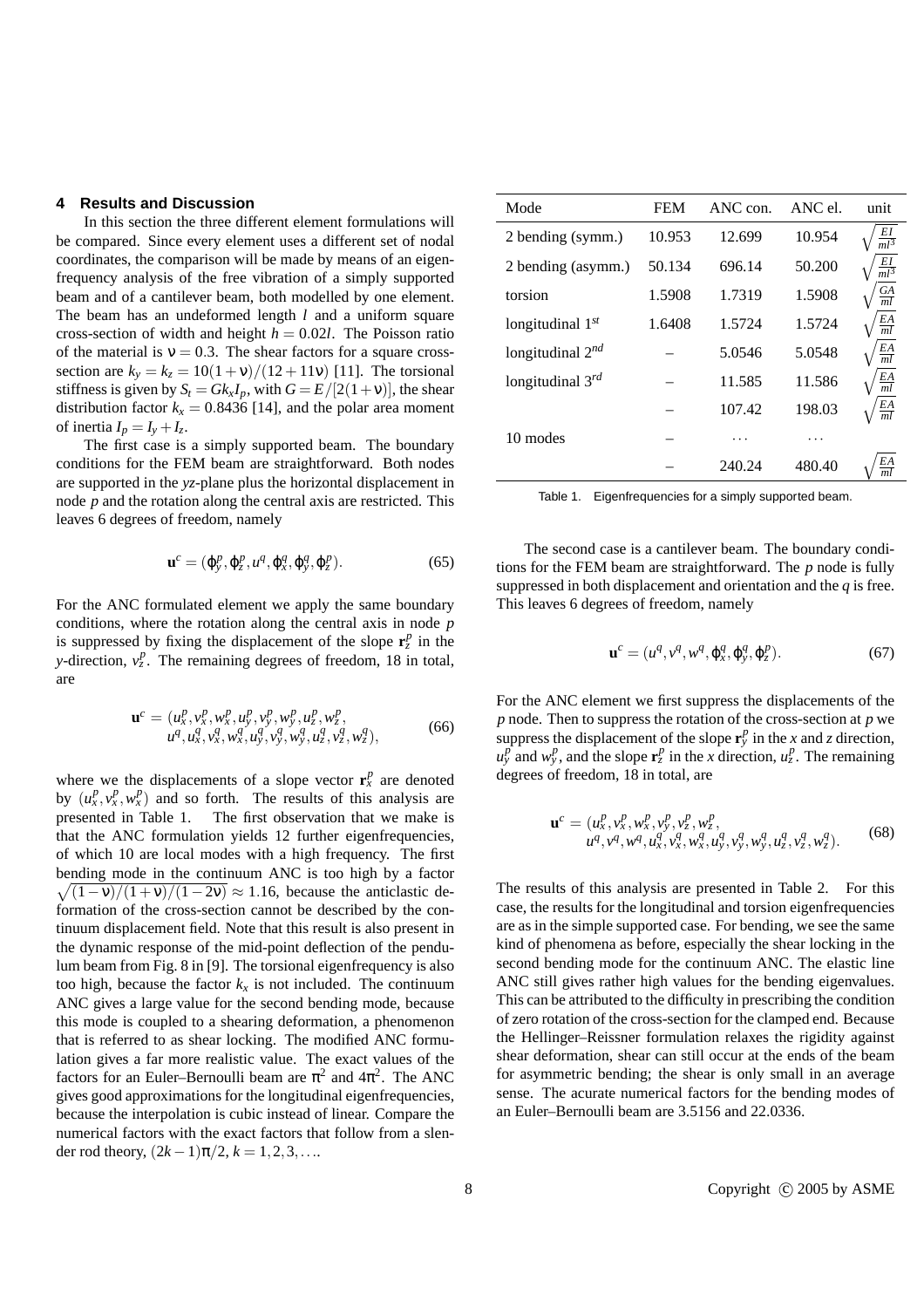## 4 Results and Discussion

In this section the three different element formulations will be compared. Since every element uses a different set of nodal coordinates, the comparison will be made by means of an eigenfrequency analysis of the free vibration of a simply supported beam and of a cantilever beam, both modelled by one element. The beam has an undeformed length $l$ and a uniform square cross-section of width and height $h = 0.02l$. The Poisson ratio of the material is $\nu = 0.3$. The shear factors for a square cross-section are $k_y = k_z = 10(1+\nu)/(12+11\nu)$ [11]. The torsional stiffness is given by $S_t = Gk_xI_p$, with $G = E/[2(1+\nu)]$, the shear distribution factor $k_x = 0.8436$ [14], and the polar area moment of inertia $I_p = I_y + I_z$.

The first case is a simply supported beam. The boundary conditions for the FEM beam are straightforward. Both nodes are supported in the $yz$-plane plus the horizontal displacement in node $p$ and the rotation along the central axis are restricted. This leaves 6 degrees of freedom, namely

$$\mathbf{u}^c = (\varphi_y^p, \varphi_z^p, u^q, \varphi_x^q, \varphi_y^q, \varphi_z^p). \tag{65}$$

For the ANC formulated element we apply the same boundary conditions, where the rotation along the central axis in node $p$ is suppressed by fixing the displacement of the slope $\mathbf{r}_z^p$ in the $y$-direction, $v_z^p$. The remaining degrees of freedom, 18 in total, are

$$\begin{aligned}\mathbf{u}^c = (&u_x^p, v_x^p, w_x^p, u_y^p, v_y^p, w_y^p, u_z^p, w_z^p,\\ &u^q, u_x^q, v_x^q, w_x^q, u_y^q, v_y^q, w_y^q, u_z^q, v_z^q, w_z^q),\end{aligned} \tag{66}$$

where we the displacements of a slope vector $\mathbf{r}_x^p$ are denoted by $(u_x^p, v_x^p, w_x^p)$ and so forth. The results of this analysis are presented in Table 1. The first observation that we make is that the ANC formulation yields 12 further eigenfrequencies, of which 10 are local modes with a high frequency. The first bending mode in the continuum ANC is too high by a factor $\sqrt{(1-\nu)/(1+\nu)/(1-2\nu)} \approx 1.16$, because the anticlastic deformation of the cross-section cannot be described by the continuum displacement field. Note that this result is also present in the dynamic response of the mid-point deflection of the pendulum beam from Fig. 8 in [9]. The torsional eigenfrequency is also too high, because the factor $k_x$ is not included. The continuum ANC gives a large value for the second bending mode, because this mode is coupled to a shearing deformation, a phenomenon that is referred to as shear locking. The modified ANC formulation gives a far more realistic value. The exact values of the factors for an Euler–Bernoulli beam are $\pi^2$ and $4\pi^2$. The ANC gives good approximations for the longitudinal eigenfrequencies, because the interpolation is cubic instead of linear. Compare the numerical factors with the exact factors that follow from a slender rod theory, $(2k-1)\pi/2$, $k = 1, 2, 3, \ldots$.

| Mode | FEM | ANC con. | ANC el. | unit |
|---|---|---|---|---|
| 2 bending (symm.) | 10.953 | 12.699 | 10.954 | $\sqrt{\frac{EI}{ml^3}}$ |
| 2 bending (asymm.) | 50.134 | 696.14 | 50.200 | $\sqrt{\frac{EI}{ml^3}}$ |
| torsion | 1.5908 | 1.7319 | 1.5908 | $\sqrt{\frac{GA}{ml}}$ |
| longitudinal $1^{st}$ | 1.6408 | 1.5724 | 1.5724 | $\sqrt{\frac{EA}{ml}}$ |
| longitudinal $2^{nd}$ | – | 5.0546 | 5.0548 | $\sqrt{\frac{EA}{ml}}$ |
| longitudinal $3^{rd}$ | – | 11.585 | 11.586 | $\sqrt{\frac{EA}{ml}}$ |
| | – | 107.42 | 198.03 | $\sqrt{\frac{EA}{ml}}$ |
| 10 modes | – | ... | ... | |
| | – | 240.24 | 480.40 | $\sqrt{\frac{EA}{ml}}$ |

Table 1. Eigenfrequencies for a simply supported beam.

The second case is a cantilever beam. The boundary conditions for the FEM beam are straightforward. The $p$ node is fully suppressed in both displacement and orientation and the $q$ is free. This leaves 6 degrees of freedom, namely

$$\mathbf{u}^c = (u^q, v^q, w^q, \varphi_x^q, \varphi_y^q, \varphi_z^p). \tag{67}$$

For the ANC element we first suppress the displacements of the $p$ node. Then to suppress the rotation of the cross-section at $p$ we suppress the displacement of the slope $\mathbf{r}_y^p$ in the $x$ and $z$ direction, $u_y^p$ and $w_y^p$, and the slope $\mathbf{r}_z^p$ in the $x$ direction, $u_z^p$. The remaining degrees of freedom, 18 in total, are

$$\begin{aligned}\mathbf{u}^c = (&u_x^p, v_x^p, w_x^p, v_y^p, v_z^p, w_z^p,\\ &u^q, v^q, w^q, u_x^q, v_x^q, w_x^q, u_y^q, v_y^q, w_y^q, u_z^q, v_z^q, w_z^q).\end{aligned} \tag{68}$$

The results of this analysis are presented in Table 2. For this case, the results for the longitudinal and torsion eigenfrequencies are as in the simple supported case. For bending, we see the same kind of phenomena as before, especially the shear locking in the second bending mode for the continuum ANC. The elastic line ANC still gives rather high values for the bending eigenvalues. This can be attributed to the difficulty in prescribing the condition of zero rotation of the cross-section for the clamped end. Because the Hellinger–Reissner formulation relaxes the rigidity against shear deformation, shear can still occur at the ends of the beam for asymmetric bending; the shear is only small in an average sense. The acurate numerical factors for the bending modes of an Euler–Bernoulli beam are 3.5156 and 22.0336.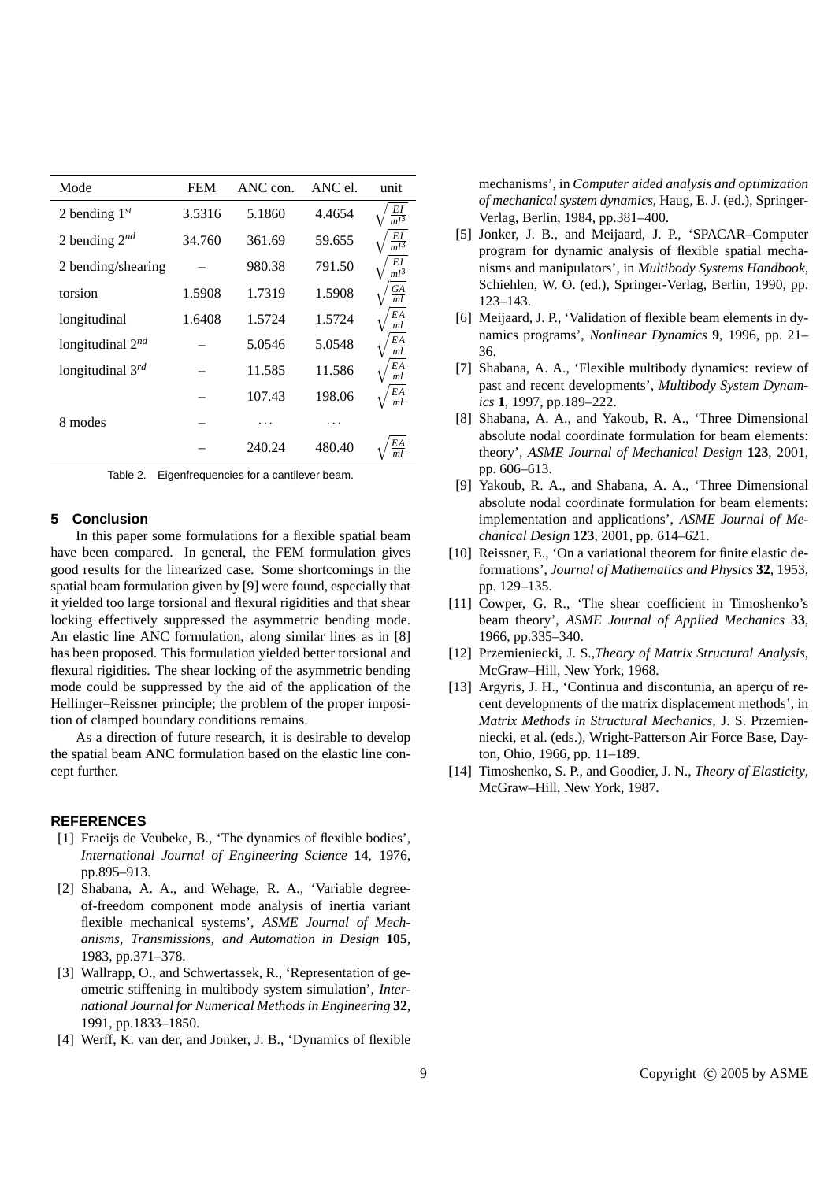| Mode | FEM | ANC con. | ANC el. | unit |
|---|---|---|---|---|
| 2 bending $1^{st}$ | 3.5316 | 5.1860 | 4.4654 | $\sqrt{\frac{EI}{ml^3}}$ |
| 2 bending $2^{nd}$ | 34.760 | 361.69 | 59.655 | $\sqrt{\frac{EI}{ml^3}}$ |
| 2 bending/shearing | – | 980.38 | 791.50 | $\sqrt{\frac{EI}{ml^3}}$ |
| torsion | 1.5908 | 1.7319 | 1.5908 | $\sqrt{\frac{GA}{ml}}$ |
| longitudinal | 1.6408 | 1.5724 | 1.5724 | $\sqrt{\frac{EA}{ml}}$ |
| longitudinal $2^{nd}$ | – | 5.0546 | 5.0548 | $\sqrt{\frac{EA}{ml}}$ |
| longitudinal $3^{rd}$ | – | 11.585 | 11.586 | $\sqrt{\frac{EA}{ml}}$ |
| | – | 107.43 | 198.06 | $\sqrt{\frac{EA}{ml}}$ |
| 8 modes | – | ... | ... | |
| | – | 240.24 | 480.40 | $\sqrt{\frac{EA}{ml}}$ |

Table 2. Eigenfrequencies for a cantilever beam.

## 5 Conclusion

In this paper some formulations for a flexible spatial beam have been compared. In general, the FEM formulation gives good results for the linearized case. Some shortcomings in the spatial beam formulation given by [9] were found, especially that it yielded too large torsional and flexural rigidities and that shear locking effectively suppressed the asymmetric bending mode. An elastic line ANC formulation, along similar lines as in [8] has been proposed. This formulation yielded better torsional and flexural rigidities. The shear locking of the asymmetric bending mode could be suppressed by the aid of the application of the Hellinger–Reissner principle; the problem of the proper imposition of clamped boundary conditions remains.

As a direction of future research, it is desirable to develop the spatial beam ANC formulation based on the elastic line concept further.

## REFERENCES

[1] Fraeijs de Veubeke, B., 'The dynamics of flexible bodies', *International Journal of Engineering Science* **14**, 1976, pp.895–913.

[2] Shabana, A. A., and Wehage, R. A., 'Variable degree-of-freedom component mode analysis of inertia variant flexible mechanical systems', *ASME Journal of Mechanisms, Transmissions, and Automation in Design* **105**, 1983, pp.371–378.

[3] Wallrapp, O., and Schwertassek, R., 'Representation of geometric stiffening in multibody system simulation', *International Journal for Numerical Methods in Engineering* **32**, 1991, pp.1833–1850.

[4] Werff, K. van der, and Jonker, J. B., 'Dynamics of flexible mechanisms', in *Computer aided analysis and optimization of mechanical system dynamics*, Haug, E. J. (ed.), Springer-Verlag, Berlin, 1984, pp.381–400.

[5] Jonker, J. B., and Meijaard, J. P., 'SPACAR–Computer program for dynamic analysis of flexible spatial mechanisms and manipulators', in *Multibody Systems Handbook*, Schiehlen, W. O. (ed.), Springer-Verlag, Berlin, 1990, pp. 123–143.

[6] Meijaard, J. P., 'Validation of flexible beam elements in dynamics programs', *Nonlinear Dynamics* **9**, 1996, pp. 21–36.

[7] Shabana, A. A., 'Flexible multibody dynamics: review of past and recent developments', *Multibody System Dynamics* **1**, 1997, pp.189–222.

[8] Shabana, A. A., and Yakoub, R. A., 'Three Dimensional absolute nodal coordinate formulation for beam elements: theory', *ASME Journal of Mechanical Design* **123**, 2001, pp. 606–613.

[9] Yakoub, R. A., and Shabana, A. A., 'Three Dimensional absolute nodal coordinate formulation for beam elements: implementation and applications', *ASME Journal of Mechanical Design* **123**, 2001, pp. 614–621.

[10] Reissner, E., 'On a variational theorem for finite elastic deformations', *Journal of Mathematics and Physics* **32**, 1953, pp. 129–135.

[11] Cowper, G. R., 'The shear coefficient in Timoshenko's beam theory', *ASME Journal of Applied Mechanics* **33**, 1966, pp.335–340.

[12] Przemieniecki, J. S.,*Theory of Matrix Structural Analysis*, McGraw–Hill, New York, 1968.

[13] Argyris, J. H., 'Continua and discontunia, an aperçu of recent developments of the matrix displacement methods', in *Matrix Methods in Structural Mechanics*, J. S. Przemieniecki, et al. (eds.), Wright-Patterson Air Force Base, Dayton, Ohio, 1966, pp. 11–189.

[14] Timoshenko, S. P., and Goodier, J. N., *Theory of Elasticity*, McGraw–Hill, New York, 1987.